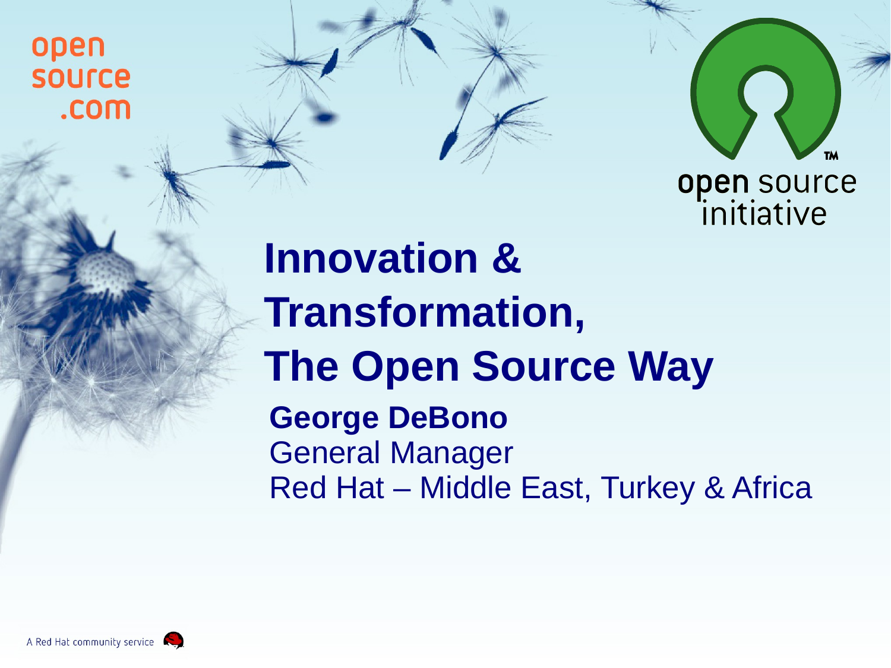open
source
.com

open source initiative

# Innovation & Transformation, The Open Source Way

**George DeBono**
General Manager
Red Hat – Middle East, Turkey & Africa

A Red Hat community service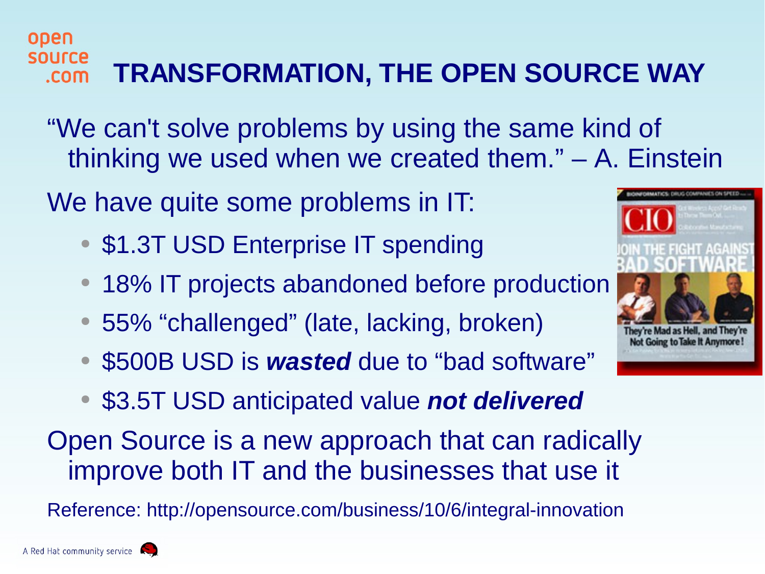# TRANSFORMATION, THE OPEN SOURCE WAY

"We can't solve problems by using the same kind of thinking we used when we created them." – A. Einstein

We have quite some problems in IT:

- $1.3T USD Enterprise IT spending
- 18% IT projects abandoned before production
- 55% "challenged" (late, lacking, broken)
- $500B USD is ***wasted*** due to "bad software"
- $3.5T USD anticipated value ***not delivered***

Open Source is a new approach that can radically improve both IT and the businesses that use it

Reference: http://opensource.com/business/10/6/integral-innovation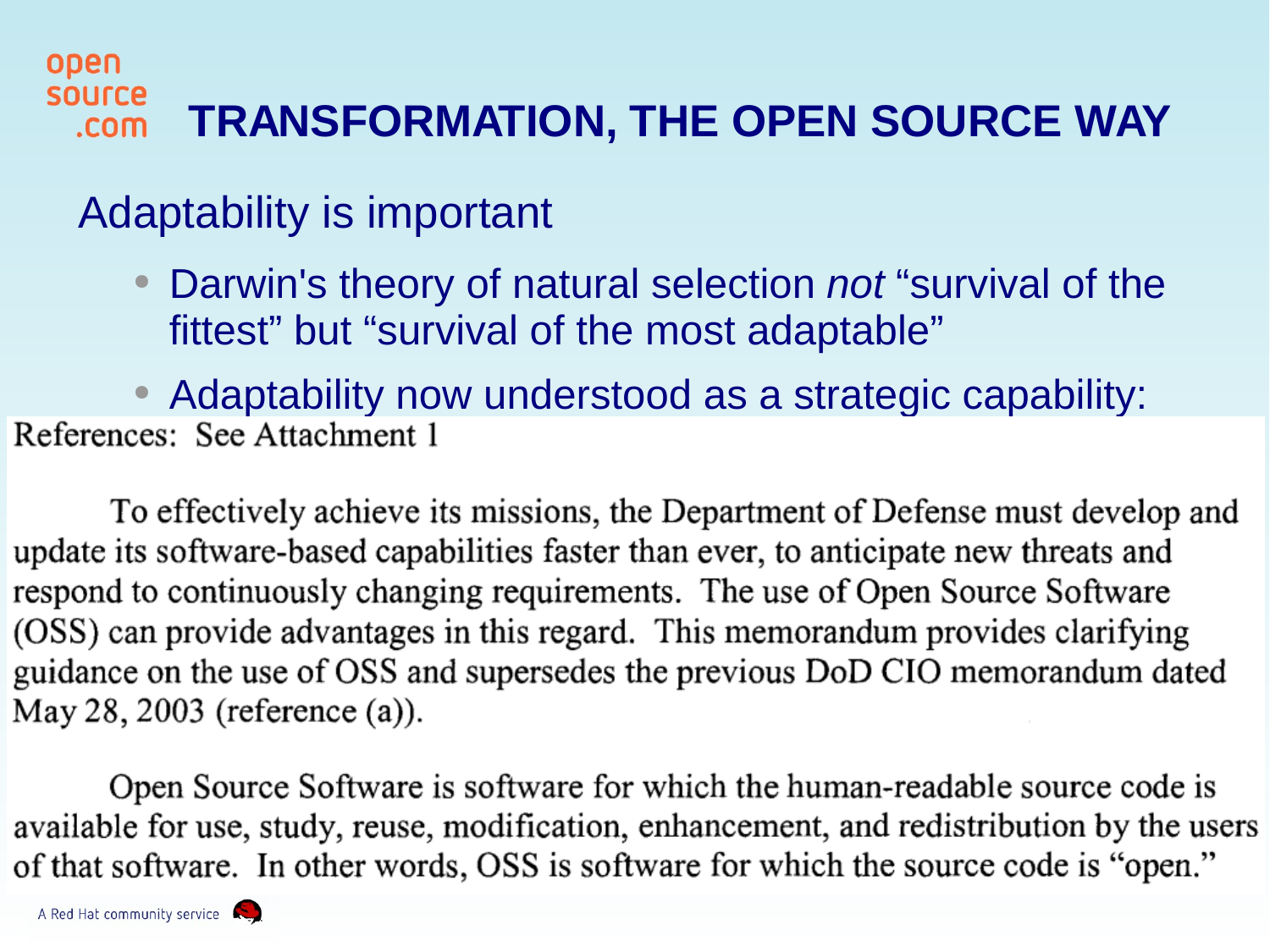# TRANSFORMATION, THE OPEN SOURCE WAY

## Adaptability is important

- Darwin's theory of natural selection *not* “survival of the fittest” but “survival of the most adaptable”
- Adaptability now understood as a strategic capability:

References: See Attachment 1

To effectively achieve its missions, the Department of Defense must develop and update its software-based capabilities faster than ever, to anticipate new threats and respond to continuously changing requirements. The use of Open Source Software (OSS) can provide advantages in this regard. This memorandum provides clarifying guidance on the use of OSS and supersedes the previous DoD CIO memorandum dated May 28, 2003 (reference (a)).

Open Source Software is software for which the human-readable source code is available for use, study, reuse, modification, enhancement, and redistribution by the users of that software. In other words, OSS is software for which the source code is “open.”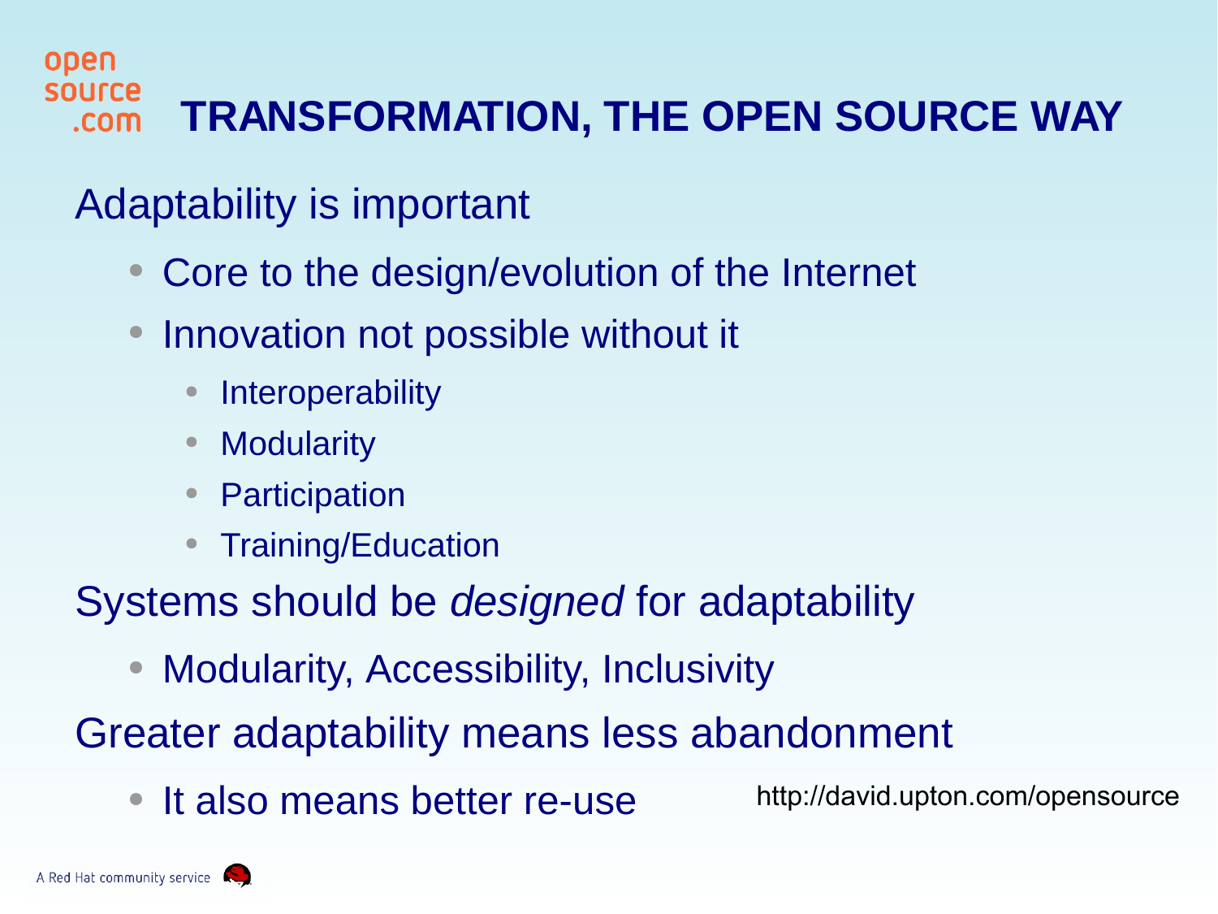# TRANSFORMATION, THE OPEN SOURCE WAY

Adaptability is important

- Core to the design/evolution of the Internet
- Innovation not possible without it
  - Interoperability
  - Modularity
  - Participation
  - Training/Education

Systems should be *designed* for adaptability

- Modularity, Accessibility, Inclusivity

Greater adaptability means less abandonment

- It also means better re-use

http://david.upton.com/opensource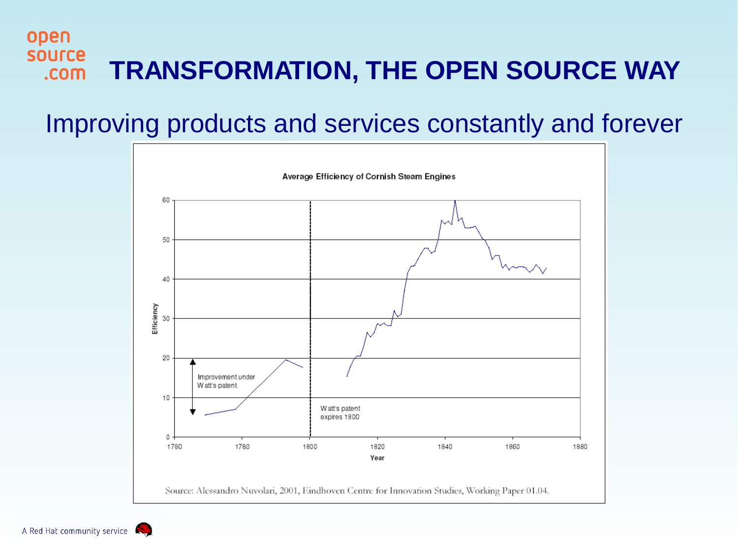# TRANSFORMATION, THE OPEN SOURCE WAY

## Improving products and services constantly and forever

**Average Efficiency of Cornish Steam Engines**

Improvement under Watt's patent

Watt's patent expires 1800

Efficiency

Year

Source: Alessandro Nuvolari, 2001, Eindhoven Centre for Innovation Studies, Working Paper 01.04.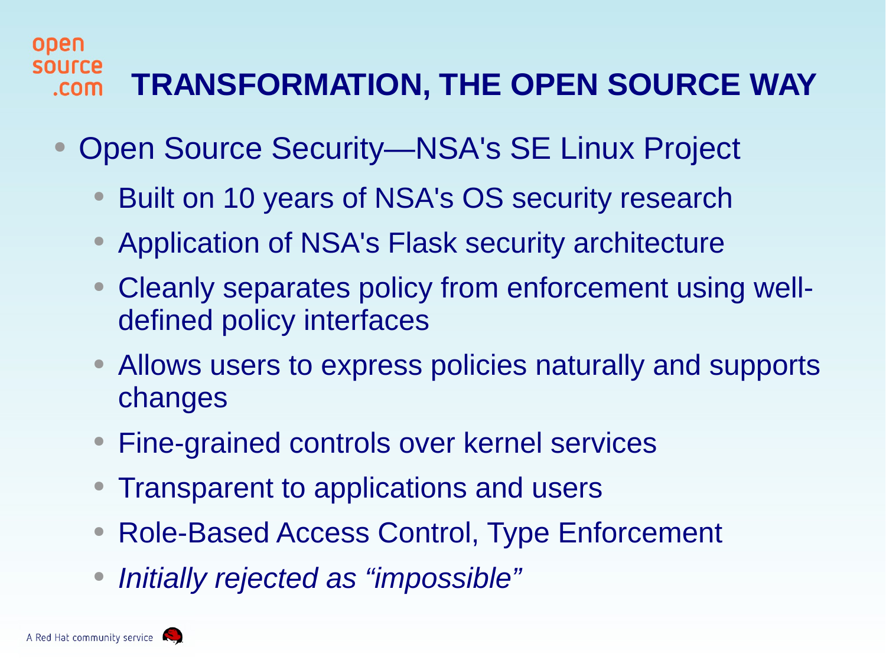# TRANSFORMATION, THE OPEN SOURCE WAY

- Open Source Security—NSA's SE Linux Project
  - Built on 10 years of NSA's OS security research
  - Application of NSA's Flask security architecture
  - Cleanly separates policy from enforcement using well-defined policy interfaces
  - Allows users to express policies naturally and supports changes
  - Fine-grained controls over kernel services
  - Transparent to applications and users
  - Role-Based Access Control, Type Enforcement
  - *Initially rejected as "impossible"*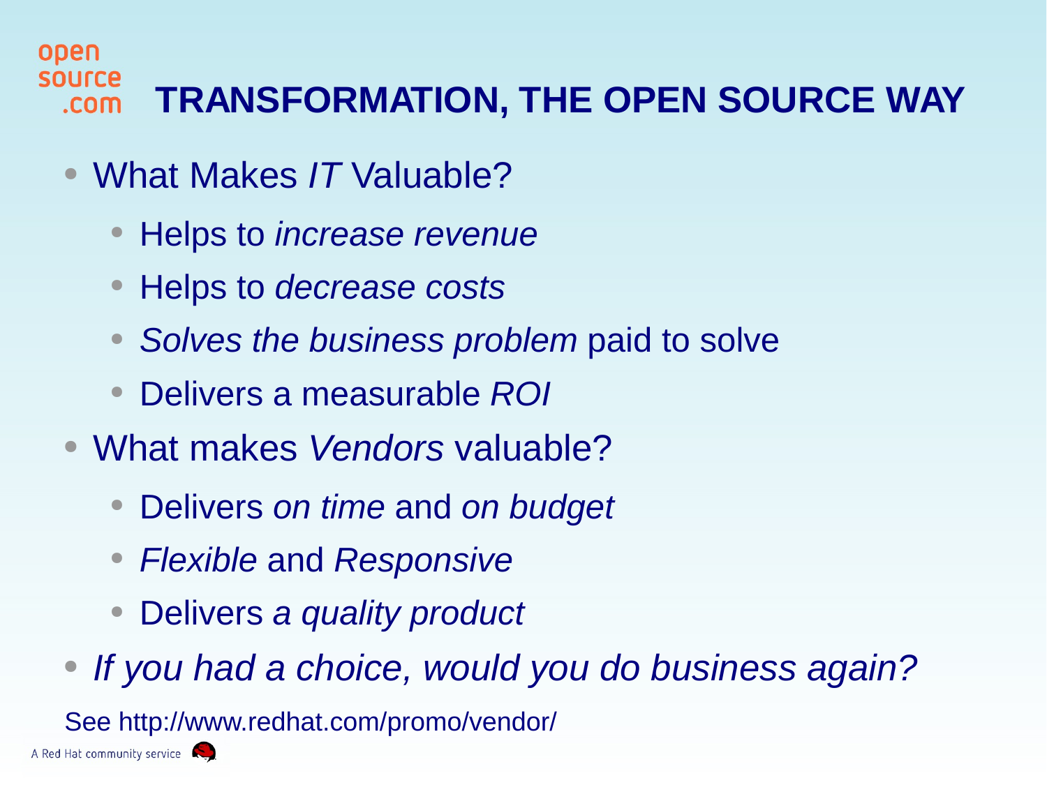# TRANSFORMATION, THE OPEN SOURCE WAY

- What Makes *IT* Valuable?
  - Helps to *increase revenue*
  - Helps to *decrease costs*
  - *Solves the business problem* paid to solve
  - Delivers a measurable *ROI*
- What makes *Vendors* valuable?
  - Delivers *on time* and *on budget*
  - *Flexible* and *Responsive*
  - Delivers *a quality product*
- *If you had a choice, would you do business again?*

See http://www.redhat.com/promo/vendor/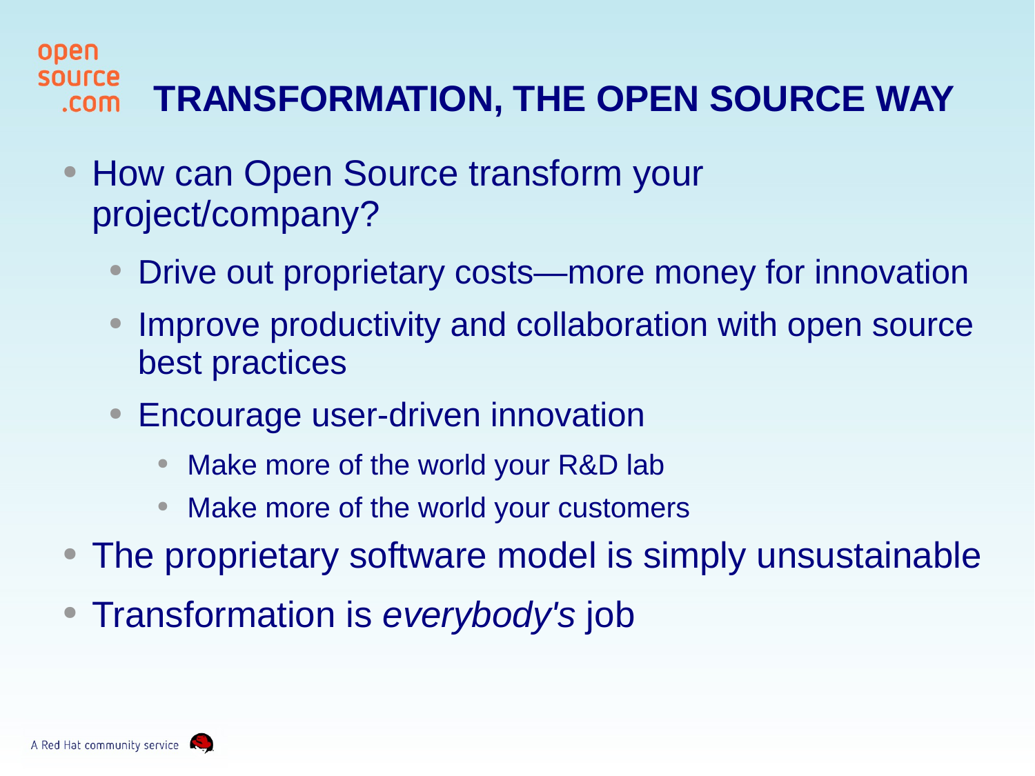# TRANSFORMATION, THE OPEN SOURCE WAY

- How can Open Source transform your project/company?
  - Drive out proprietary costs—more money for innovation
  - Improve productivity and collaboration with open source best practices
  - Encourage user-driven innovation
    - Make more of the world your R&D lab
    - Make more of the world your customers
- The proprietary software model is simply unsustainable
- Transformation is *everybody's* job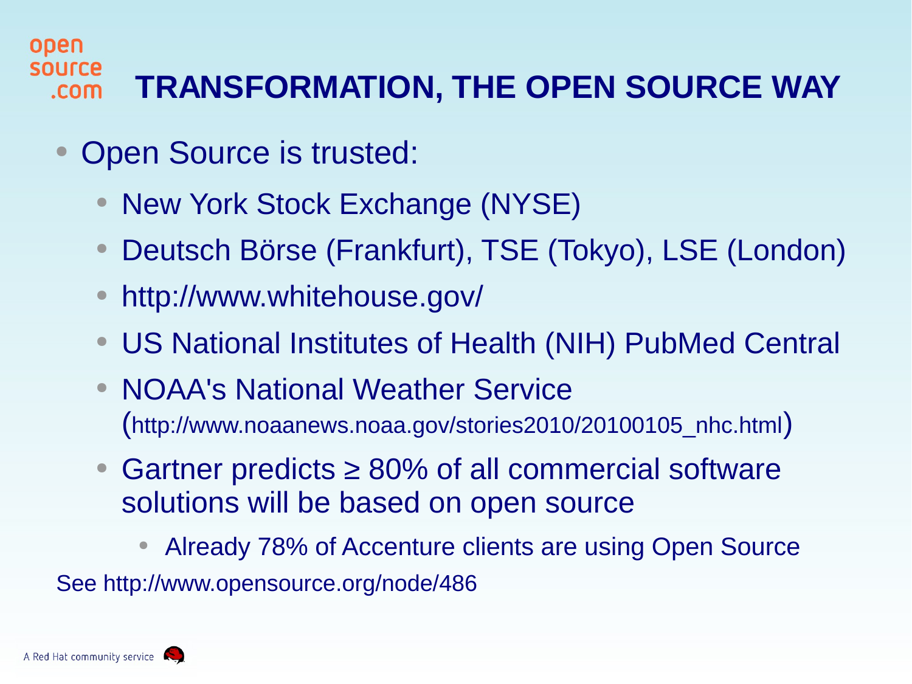# TRANSFORMATION, THE OPEN SOURCE WAY

- Open Source is trusted:
  - New York Stock Exchange (NYSE)
  - Deutsch Börse (Frankfurt), TSE (Tokyo), LSE (London)
  - http://www.whitehouse.gov/
  - US National Institutes of Health (NIH) PubMed Central
  - NOAA's National Weather Service (http://www.noaanews.noaa.gov/stories2010/20100105_nhc.html)
  - Gartner predicts ≥ 80% of all commercial software solutions will be based on open source
    - Already 78% of Accenture clients are using Open Source

See http://www.opensource.org/node/486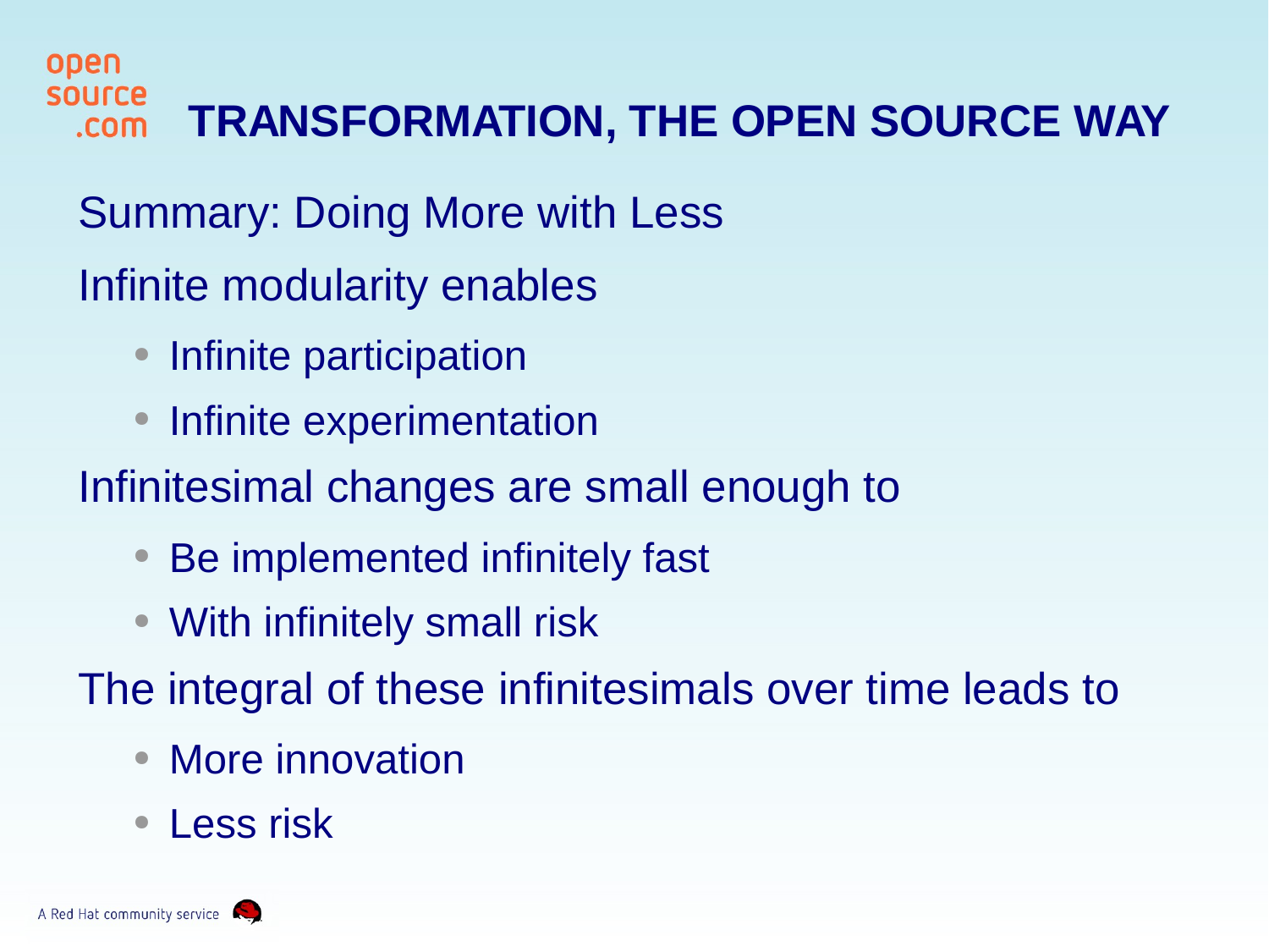# TRANSFORMATION, THE OPEN SOURCE WAY

Summary: Doing More with Less

Infinite modularity enables

- Infinite participation
- Infinite experimentation

Infinitesimal changes are small enough to

- Be implemented infinitely fast
- With infinitely small risk

The integral of these infinitesimals over time leads to

- More innovation
- Less risk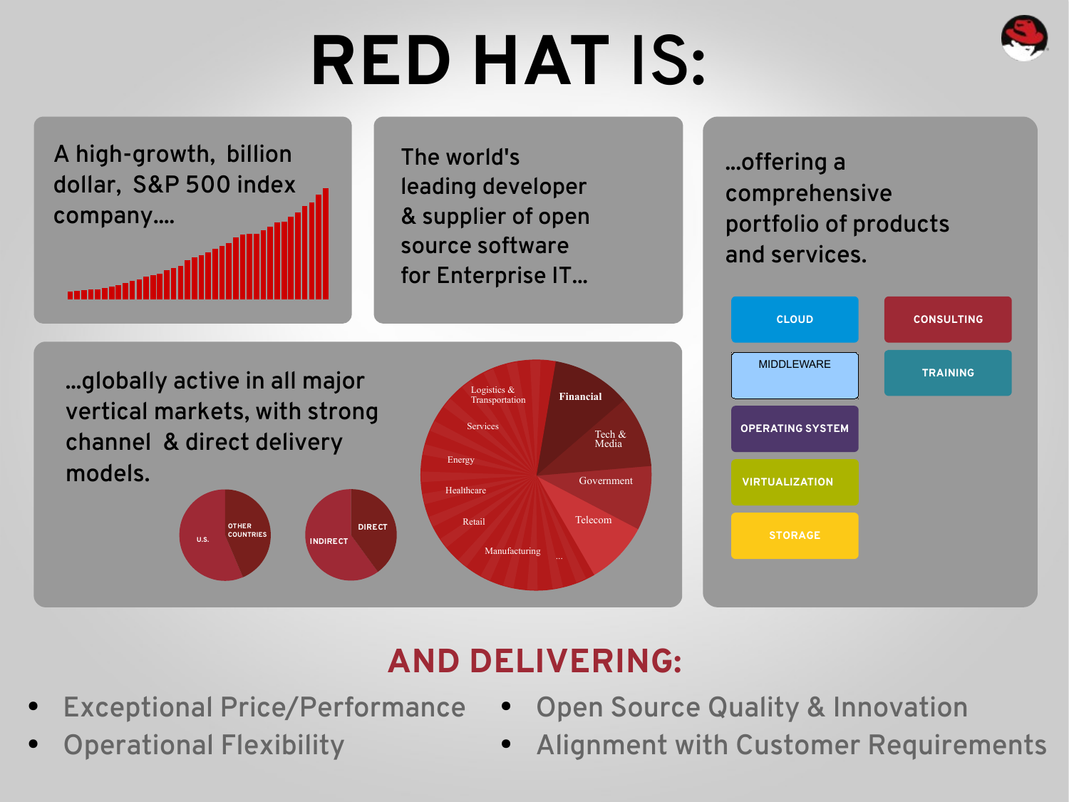# RED HAT IS:

A high-growth, billion dollar, S&P 500 index company....

The world's leading developer & supplier of open source software for Enterprise IT...

...offering a comprehensive portfolio of products and services.

CLOUD

CONSULTING

MIDDLEWARE

TRAINING

OPERATING SYSTEM

VIRTUALIZATION

STORAGE

...globally active in all major vertical markets, with strong channel & direct delivery models.

U.S.

OTHER COUNTRIES

INDIRECT

DIRECT

Logistics & Transportation

Financial

Services

Tech & Media

Energy

Government

Healthcare

Telecom

Retail

Manufacturing

...

## AND DELIVERING:

- Exceptional Price/Performance
- Operational Flexibility
- Open Source Quality & Innovation
- Alignment with Customer Requirements